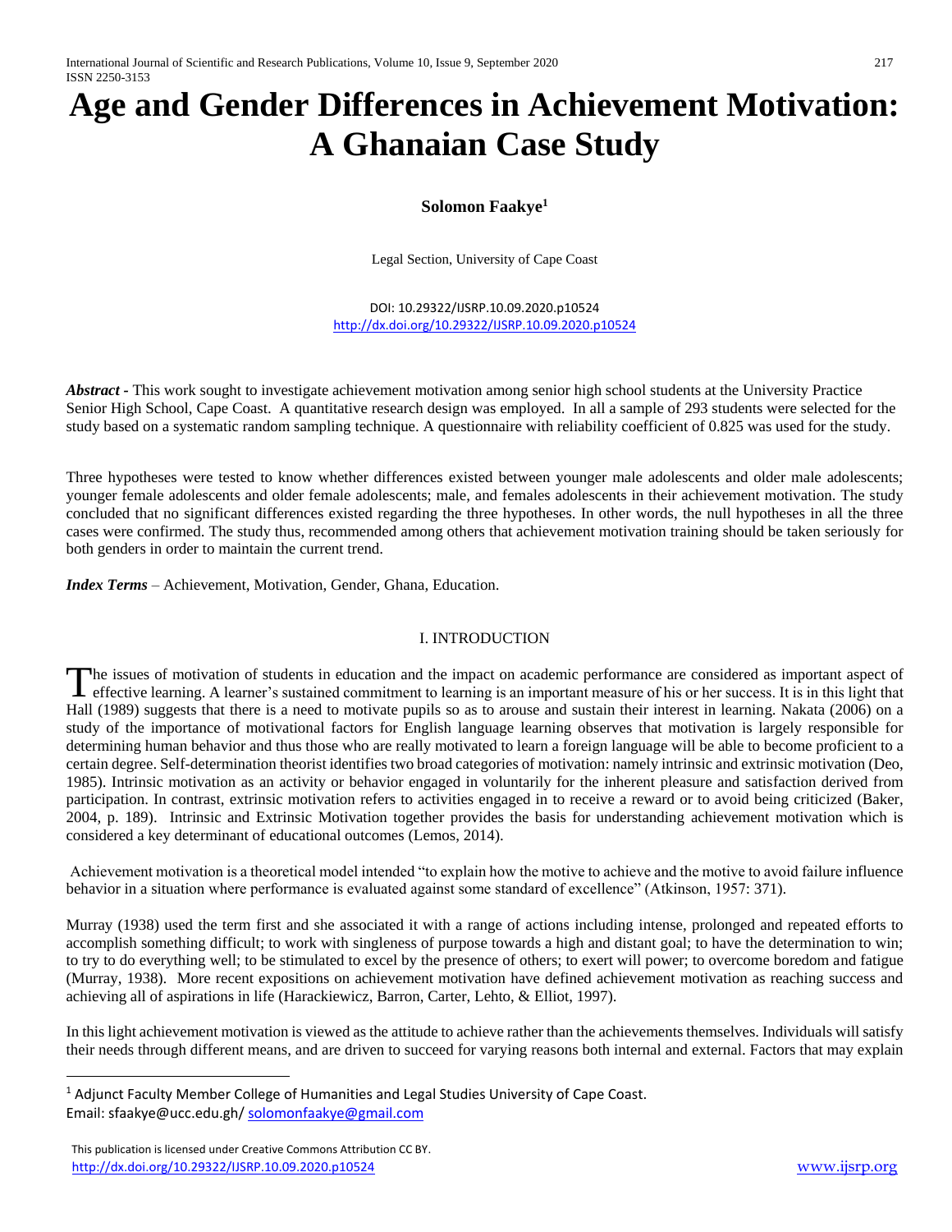# Age and Gender Differences in Achievement Motivation: A Ghanaian Case Study

**Solomon Faakye**[1]

Legal Section, University of Cape Coast

DOI: 10.29322/IJSRP.10.09.2020.p10524
http://dx.doi.org/10.29322/IJSRP.10.09.2020.p10524

***Abstract*** - This work sought to investigate achievement motivation among senior high school students at the University Practice Senior High School, Cape Coast. A quantitative research design was employed. In all a sample of 293 students were selected for the study based on a systematic random sampling technique. A questionnaire with reliability coefficient of 0.825 was used for the study.

Three hypotheses were tested to know whether differences existed between younger male adolescents and older male adolescents; younger female adolescents and older female adolescents; male, and females adolescents in their achievement motivation. The study concluded that no significant differences existed regarding the three hypotheses. In other words, the null hypotheses in all the three cases were confirmed. The study thus, recommended among others that achievement motivation training should be taken seriously for both genders in order to maintain the current trend.

***Index Terms*** – Achievement, Motivation, Gender, Ghana, Education.

## I. INTRODUCTION

The issues of motivation of students in education and the impact on academic performance are considered as important aspect of effective learning. A learner's sustained commitment to learning is an important measure of his or her success. It is in this light that Hall (1989) suggests that there is a need to motivate pupils so as to arouse and sustain their interest in learning. Nakata (2006) on a study of the importance of motivational factors for English language learning observes that motivation is largely responsible for determining human behavior and thus those who are really motivated to learn a foreign language will be able to become proficient to a certain degree. Self-determination theorist identifies two broad categories of motivation: namely intrinsic and extrinsic motivation (Deo, 1985). Intrinsic motivation as an activity or behavior engaged in voluntarily for the inherent pleasure and satisfaction derived from participation. In contrast, extrinsic motivation refers to activities engaged in to receive a reward or to avoid being criticized (Baker, 2004, p. 189). Intrinsic and Extrinsic Motivation together provides the basis for understanding achievement motivation which is considered a key determinant of educational outcomes (Lemos, 2014).

Achievement motivation is a theoretical model intended "to explain how the motive to achieve and the motive to avoid failure influence behavior in a situation where performance is evaluated against some standard of excellence" (Atkinson, 1957: 371).

Murray (1938) used the term first and she associated it with a range of actions including intense, prolonged and repeated efforts to accomplish something difficult; to work with singleness of purpose towards a high and distant goal; to have the determination to win; to try to do everything well; to be stimulated to excel by the presence of others; to exert will power; to overcome boredom and fatigue (Murray, 1938). More recent expositions on achievement motivation have defined achievement motivation as reaching success and achieving all of aspirations in life (Harackiewicz, Barron, Carter, Lehto, & Elliot, 1997).

In this light achievement motivation is viewed as the attitude to achieve rather than the achievements themselves. Individuals will satisfy their needs through different means, and are driven to succeed for varying reasons both internal and external. Factors that may explain

[1] Adjunct Faculty Member College of Humanities and Legal Studies University of Cape Coast.
Email: sfaakye@ucc.edu.gh/ solomonfaakye@gmail.com

This publication is licensed under Creative Commons Attribution CC BY.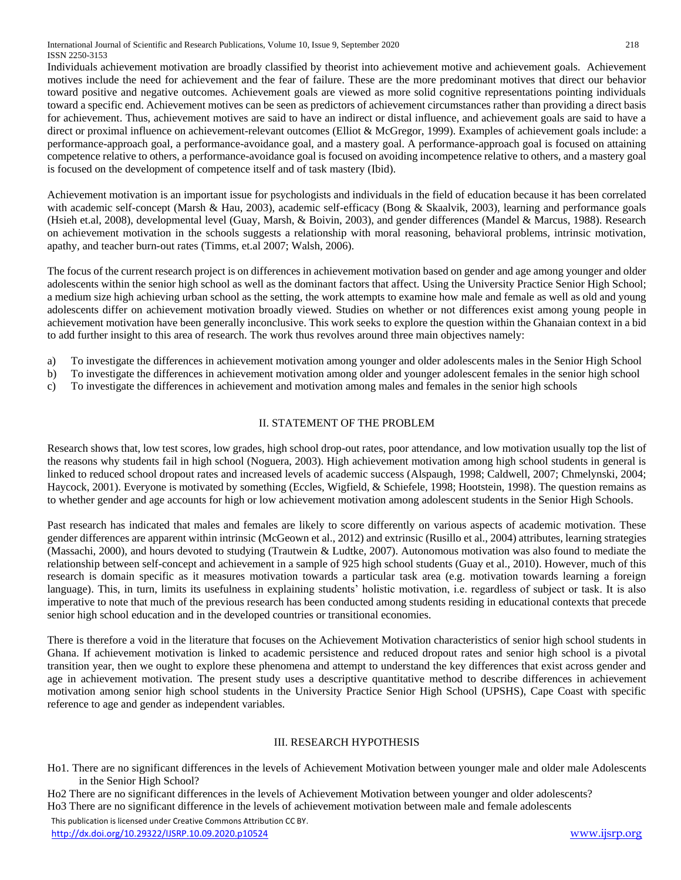Individuals achievement motivation are broadly classified by theorist into achievement motive and achievement goals. Achievement motives include the need for achievement and the fear of failure. These are the more predominant motives that direct our behavior toward positive and negative outcomes. Achievement goals are viewed as more solid cognitive representations pointing individuals toward a specific end. Achievement motives can be seen as predictors of achievement circumstances rather than providing a direct basis for achievement. Thus, achievement motives are said to have an indirect or distal influence, and achievement goals are said to have a direct or proximal influence on achievement-relevant outcomes (Elliot & McGregor, 1999). Examples of achievement goals include: a performance-approach goal, a performance-avoidance goal, and a mastery goal. A performance-approach goal is focused on attaining competence relative to others, a performance-avoidance goal is focused on avoiding incompetence relative to others, and a mastery goal is focused on the development of competence itself and of task mastery (Ibid).

Achievement motivation is an important issue for psychologists and individuals in the field of education because it has been correlated with academic self-concept (Marsh & Hau, 2003), academic self-efficacy (Bong & Skaalvik, 2003), learning and performance goals (Hsieh et.al, 2008), developmental level (Guay, Marsh, & Boivin, 2003), and gender differences (Mandel & Marcus, 1988). Research on achievement motivation in the schools suggests a relationship with moral reasoning, behavioral problems, intrinsic motivation, apathy, and teacher burn-out rates (Timms, et.al 2007; Walsh, 2006).

The focus of the current research project is on differences in achievement motivation based on gender and age among younger and older adolescents within the senior high school as well as the dominant factors that affect. Using the University Practice Senior High School; a medium size high achieving urban school as the setting, the work attempts to examine how male and female as well as old and young adolescents differ on achievement motivation broadly viewed. Studies on whether or not differences exist among young people in achievement motivation have been generally inconclusive. This work seeks to explore the question within the Ghanaian context in a bid to add further insight to this area of research. The work thus revolves around three main objectives namely:

a) To investigate the differences in achievement motivation among younger and older adolescents males in the Senior High School
b) To investigate the differences in achievement motivation among older and younger adolescent females in the senior high school
c) To investigate the differences in achievement and motivation among males and females in the senior high schools

## II. STATEMENT OF THE PROBLEM

Research shows that, low test scores, low grades, high school drop-out rates, poor attendance, and low motivation usually top the list of the reasons why students fail in high school (Noguera, 2003). High achievement motivation among high school students in general is linked to reduced school dropout rates and increased levels of academic success (Alspaugh, 1998; Caldwell, 2007; Chmelynski, 2004; Haycock, 2001). Everyone is motivated by something (Eccles, Wigfield, & Schiefele, 1998; Hootstein, 1998). The question remains as to whether gender and age accounts for high or low achievement motivation among adolescent students in the Senior High Schools.

Past research has indicated that males and females are likely to score differently on various aspects of academic motivation. These gender differences are apparent within intrinsic (McGeown et al., 2012) and extrinsic (Rusillo et al., 2004) attributes, learning strategies (Massachi, 2000), and hours devoted to studying (Trautwein & Ludtke, 2007). Autonomous motivation was also found to mediate the relationship between self-concept and achievement in a sample of 925 high school students (Guay et al., 2010). However, much of this research is domain specific as it measures motivation towards a particular task area (e.g. motivation towards learning a foreign language). This, in turn, limits its usefulness in explaining students' holistic motivation, i.e. regardless of subject or task. It is also imperative to note that much of the previous research has been conducted among students residing in educational contexts that precede senior high school education and in the developed countries or transitional economies.

There is therefore a void in the literature that focuses on the Achievement Motivation characteristics of senior high school students in Ghana. If achievement motivation is linked to academic persistence and reduced dropout rates and senior high school is a pivotal transition year, then we ought to explore these phenomena and attempt to understand the key differences that exist across gender and age in achievement motivation. The present study uses a descriptive quantitative method to describe differences in achievement motivation among senior high school students in the University Practice Senior High School (UPSHS), Cape Coast with specific reference to age and gender as independent variables.

## III. RESEARCH HYPOTHESIS

Ho1. There are no significant differences in the levels of Achievement Motivation between younger male and older male Adolescents in the Senior High School?

Ho2 There are no significant differences in the levels of Achievement Motivation between younger and older adolescents?

Ho3 There are no significant difference in the levels of achievement motivation between male and female adolescents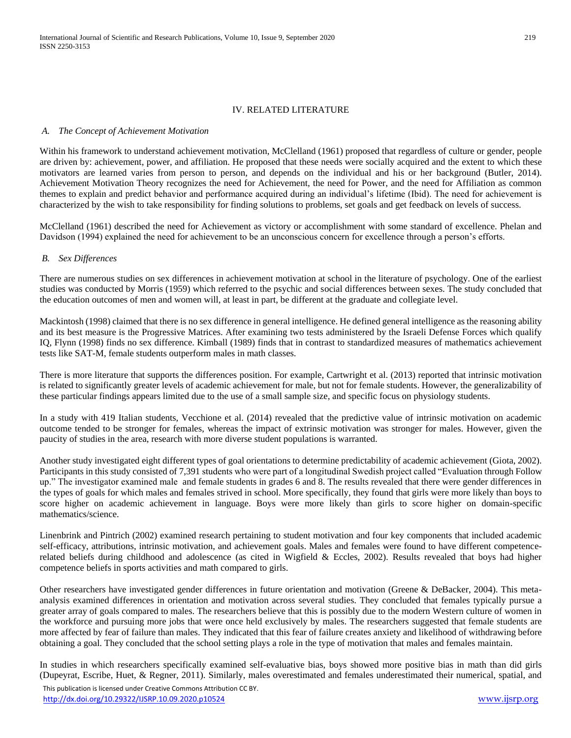## IV. RELATED LITERATURE

### *A. The Concept of Achievement Motivation*

Within his framework to understand achievement motivation, McClelland (1961) proposed that regardless of culture or gender, people are driven by: achievement, power, and affiliation. He proposed that these needs were socially acquired and the extent to which these motivators are learned varies from person to person, and depends on the individual and his or her background (Butler, 2014). Achievement Motivation Theory recognizes the need for Achievement, the need for Power, and the need for Affiliation as common themes to explain and predict behavior and performance acquired during an individual's lifetime (Ibid). The need for achievement is characterized by the wish to take responsibility for finding solutions to problems, set goals and get feedback on levels of success.

McClelland (1961) described the need for Achievement as victory or accomplishment with some standard of excellence. Phelan and Davidson (1994) explained the need for achievement to be an unconscious concern for excellence through a person's efforts.

### *B. Sex Differences*

There are numerous studies on sex differences in achievement motivation at school in the literature of psychology. One of the earliest studies was conducted by Morris (1959) which referred to the psychic and social differences between sexes. The study concluded that the education outcomes of men and women will, at least in part, be different at the graduate and collegiate level.

Mackintosh (1998) claimed that there is no sex difference in general intelligence. He defined general intelligence as the reasoning ability and its best measure is the Progressive Matrices. After examining two tests administered by the Israeli Defense Forces which qualify IQ, Flynn (1998) finds no sex difference. Kimball (1989) finds that in contrast to standardized measures of mathematics achievement tests like SAT-M, female students outperform males in math classes.

There is more literature that supports the differences position. For example, Cartwright et al. (2013) reported that intrinsic motivation is related to significantly greater levels of academic achievement for male, but not for female students. However, the generalizability of these particular findings appears limited due to the use of a small sample size, and specific focus on physiology students.

In a study with 419 Italian students, Vecchione et al. (2014) revealed that the predictive value of intrinsic motivation on academic outcome tended to be stronger for females, whereas the impact of extrinsic motivation was stronger for males. However, given the paucity of studies in the area, research with more diverse student populations is warranted.

Another study investigated eight different types of goal orientations to determine predictability of academic achievement (Giota, 2002). Participants in this study consisted of 7,391 students who were part of a longitudinal Swedish project called "Evaluation through Follow up." The investigator examined male and female students in grades 6 and 8. The results revealed that there were gender differences in the types of goals for which males and females strived in school. More specifically, they found that girls were more likely than boys to score higher on academic achievement in language. Boys were more likely than girls to score higher on domain-specific mathematics/science.

Linenbrink and Pintrich (2002) examined research pertaining to student motivation and four key components that included academic self-efficacy, attributions, intrinsic motivation, and achievement goals. Males and females were found to have different competence-related beliefs during childhood and adolescence (as cited in Wigfield & Eccles, 2002). Results revealed that boys had higher competence beliefs in sports activities and math compared to girls.

Other researchers have investigated gender differences in future orientation and motivation (Greene & DeBacker, 2004). This meta-analysis examined differences in orientation and motivation across several studies. They concluded that females typically pursue a greater array of goals compared to males. The researchers believe that this is possibly due to the modern Western culture of women in the workforce and pursuing more jobs that were once held exclusively by males. The researchers suggested that female students are more affected by fear of failure than males. They indicated that this fear of failure creates anxiety and likelihood of withdrawing before obtaining a goal. They concluded that the school setting plays a role in the type of motivation that males and females maintain.

In studies in which researchers specifically examined self-evaluative bias, boys showed more positive bias in math than did girls (Dupeyrat, Escribe, Huet, & Regner, 2011). Similarly, males overestimated and females underestimated their numerical, spatial, and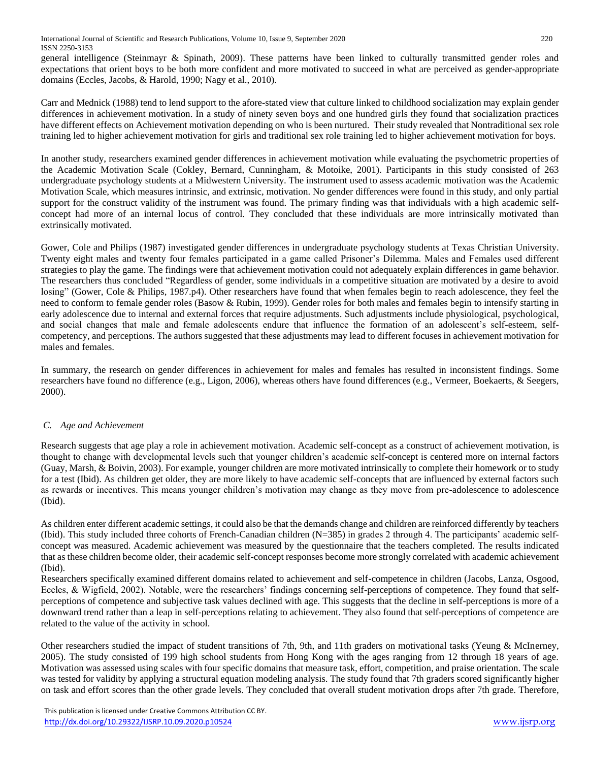general intelligence (Steinmayr & Spinath, 2009). These patterns have been linked to culturally transmitted gender roles and expectations that orient boys to be both more confident and more motivated to succeed in what are perceived as gender-appropriate domains (Eccles, Jacobs, & Harold, 1990; Nagy et al., 2010).

Carr and Mednick (1988) tend to lend support to the afore-stated view that culture linked to childhood socialization may explain gender differences in achievement motivation. In a study of ninety seven boys and one hundred girls they found that socialization practices have different effects on Achievement motivation depending on who is been nurtured. Their study revealed that Nontraditional sex role training led to higher achievement motivation for girls and traditional sex role training led to higher achievement motivation for boys.

In another study, researchers examined gender differences in achievement motivation while evaluating the psychometric properties of the Academic Motivation Scale (Cokley, Bernard, Cunningham, & Motoike, 2001). Participants in this study consisted of 263 undergraduate psychology students at a Midwestern University. The instrument used to assess academic motivation was the Academic Motivation Scale, which measures intrinsic, and extrinsic, motivation. No gender differences were found in this study, and only partial support for the construct validity of the instrument was found. The primary finding was that individuals with a high academic self-concept had more of an internal locus of control. They concluded that these individuals are more intrinsically motivated than extrinsically motivated.

Gower, Cole and Philips (1987) investigated gender differences in undergraduate psychology students at Texas Christian University. Twenty eight males and twenty four females participated in a game called Prisoner's Dilemma. Males and Females used different strategies to play the game. The findings were that achievement motivation could not adequately explain differences in game behavior. The researchers thus concluded "Regardless of gender, some individuals in a competitive situation are motivated by a desire to avoid losing" (Gower, Cole & Philips, 1987.p4). Other researchers have found that when females begin to reach adolescence, they feel the need to conform to female gender roles (Basow & Rubin, 1999). Gender roles for both males and females begin to intensify starting in early adolescence due to internal and external forces that require adjustments. Such adjustments include physiological, psychological, and social changes that male and female adolescents endure that influence the formation of an adolescent's self-esteem, self-competency, and perceptions. The authors suggested that these adjustments may lead to different focuses in achievement motivation for males and females.

In summary, the research on gender differences in achievement for males and females has resulted in inconsistent findings. Some researchers have found no difference (e.g., Ligon, 2006), whereas others have found differences (e.g., Vermeer, Boekaerts, & Seegers, 2000).

### *C. Age and Achievement*

Research suggests that age play a role in achievement motivation. Academic self-concept as a construct of achievement motivation, is thought to change with developmental levels such that younger children's academic self-concept is centered more on internal factors (Guay, Marsh, & Boivin, 2003). For example, younger children are more motivated intrinsically to complete their homework or to study for a test (Ibid). As children get older, they are more likely to have academic self-concepts that are influenced by external factors such as rewards or incentives. This means younger children's motivation may change as they move from pre-adolescence to adolescence (Ibid).

As children enter different academic settings, it could also be that the demands change and children are reinforced differently by teachers (Ibid). This study included three cohorts of French-Canadian children (N=385) in grades 2 through 4. The participants' academic self-concept was measured. Academic achievement was measured by the questionnaire that the teachers completed. The results indicated that as these children become older, their academic self-concept responses become more strongly correlated with academic achievement (Ibid).

Researchers specifically examined different domains related to achievement and self-competence in children (Jacobs, Lanza, Osgood, Eccles, & Wigfield, 2002). Notable, were the researchers' findings concerning self-perceptions of competence. They found that self-perceptions of competence and subjective task values declined with age. This suggests that the decline in self-perceptions is more of a downward trend rather than a leap in self-perceptions relating to achievement. They also found that self-perceptions of competence are related to the value of the activity in school.

Other researchers studied the impact of student transitions of 7th, 9th, and 11th graders on motivational tasks (Yeung & McInerney, 2005). The study consisted of 199 high school students from Hong Kong with the ages ranging from 12 through 18 years of age. Motivation was assessed using scales with four specific domains that measure task, effort, competition, and praise orientation. The scale was tested for validity by applying a structural equation modeling analysis. The study found that 7th graders scored significantly higher on task and effort scores than the other grade levels. They concluded that overall student motivation drops after 7th grade. Therefore,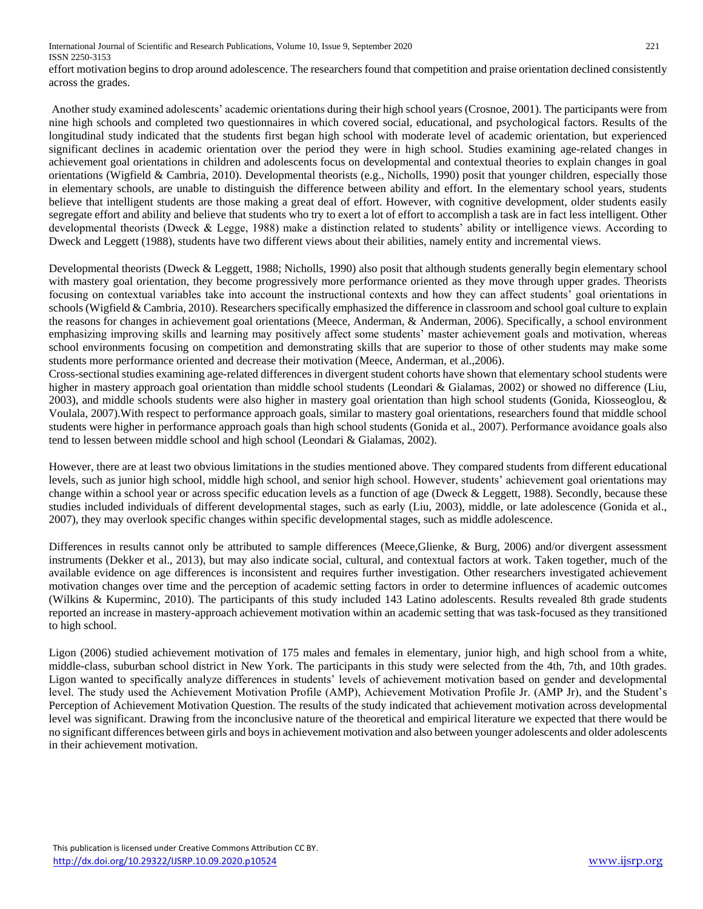effort motivation begins to drop around adolescence. The researchers found that competition and praise orientation declined consistently across the grades.

Another study examined adolescents' academic orientations during their high school years (Crosnoe, 2001). The participants were from nine high schools and completed two questionnaires in which covered social, educational, and psychological factors. Results of the longitudinal study indicated that the students first began high school with moderate level of academic orientation, but experienced significant declines in academic orientation over the period they were in high school. Studies examining age-related changes in achievement goal orientations in children and adolescents focus on developmental and contextual theories to explain changes in goal orientations (Wigfield & Cambria, 2010). Developmental theorists (e.g., Nicholls, 1990) posit that younger children, especially those in elementary schools, are unable to distinguish the difference between ability and effort. In the elementary school years, students believe that intelligent students are those making a great deal of effort. However, with cognitive development, older students easily segregate effort and ability and believe that students who try to exert a lot of effort to accomplish a task are in fact less intelligent. Other developmental theorists (Dweck & Legge, 1988) make a distinction related to students' ability or intelligence views. According to Dweck and Leggett (1988), students have two different views about their abilities, namely entity and incremental views.

Developmental theorists (Dweck & Leggett, 1988; Nicholls, 1990) also posit that although students generally begin elementary school with mastery goal orientation, they become progressively more performance oriented as they move through upper grades. Theorists focusing on contextual variables take into account the instructional contexts and how they can affect students' goal orientations in schools (Wigfield & Cambria, 2010). Researchers specifically emphasized the difference in classroom and school goal culture to explain the reasons for changes in achievement goal orientations (Meece, Anderman, & Anderman, 2006). Specifically, a school environment emphasizing improving skills and learning may positively affect some students' master achievement goals and motivation, whereas school environments focusing on competition and demonstrating skills that are superior to those of other students may make some students more performance oriented and decrease their motivation (Meece, Anderman, et al.,2006).

Cross-sectional studies examining age-related differences in divergent student cohorts have shown that elementary school students were higher in mastery approach goal orientation than middle school students (Leondari & Gialamas, 2002) or showed no difference (Liu, 2003), and middle schools students were also higher in mastery goal orientation than high school students (Gonida, Kiosseoglou, & Voulala, 2007).With respect to performance approach goals, similar to mastery goal orientations, researchers found that middle school students were higher in performance approach goals than high school students (Gonida et al., 2007). Performance avoidance goals also tend to lessen between middle school and high school (Leondari & Gialamas, 2002).

However, there are at least two obvious limitations in the studies mentioned above. They compared students from different educational levels, such as junior high school, middle high school, and senior high school. However, students' achievement goal orientations may change within a school year or across specific education levels as a function of age (Dweck & Leggett, 1988). Secondly, because these studies included individuals of different developmental stages, such as early (Liu, 2003), middle, or late adolescence (Gonida et al., 2007), they may overlook specific changes within specific developmental stages, such as middle adolescence.

Differences in results cannot only be attributed to sample differences (Meece,Glienke, & Burg, 2006) and/or divergent assessment instruments (Dekker et al., 2013), but may also indicate social, cultural, and contextual factors at work. Taken together, much of the available evidence on age differences is inconsistent and requires further investigation. Other researchers investigated achievement motivation changes over time and the perception of academic setting factors in order to determine influences of academic outcomes (Wilkins & Kuperminc, 2010). The participants of this study included 143 Latino adolescents. Results revealed 8th grade students reported an increase in mastery-approach achievement motivation within an academic setting that was task-focused as they transitioned to high school.

Ligon (2006) studied achievement motivation of 175 males and females in elementary, junior high, and high school from a white, middle-class, suburban school district in New York. The participants in this study were selected from the 4th, 7th, and 10th grades. Ligon wanted to specifically analyze differences in students' levels of achievement motivation based on gender and developmental level. The study used the Achievement Motivation Profile (AMP), Achievement Motivation Profile Jr. (AMP Jr), and the Student's Perception of Achievement Motivation Question. The results of the study indicated that achievement motivation across developmental level was significant. Drawing from the inconclusive nature of the theoretical and empirical literature we expected that there would be no significant differences between girls and boys in achievement motivation and also between younger adolescents and older adolescents in their achievement motivation.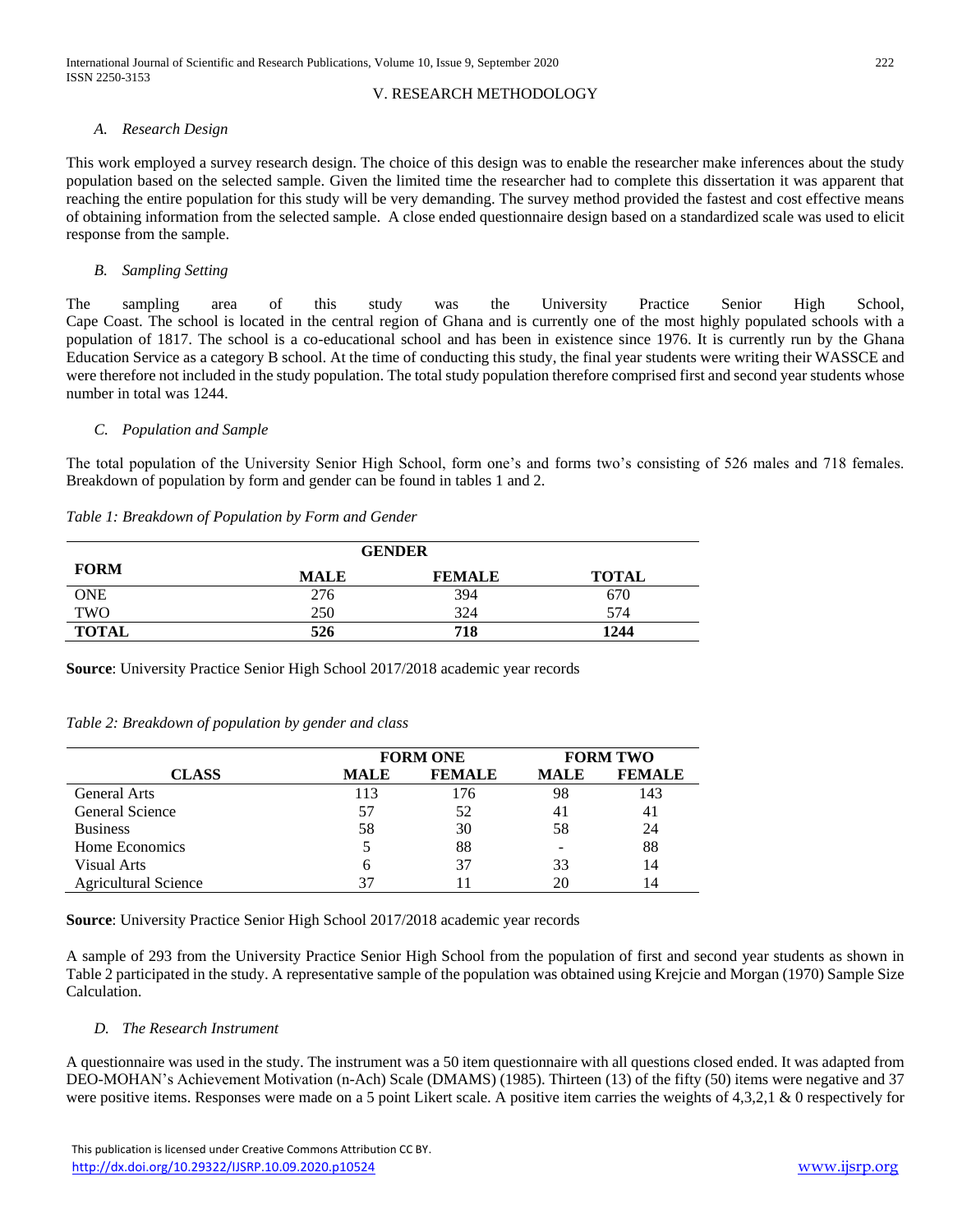## V. RESEARCH METHODOLOGY

### *A. Research Design*

This work employed a survey research design. The choice of this design was to enable the researcher make inferences about the study population based on the selected sample. Given the limited time the researcher had to complete this dissertation it was apparent that reaching the entire population for this study will be very demanding. The survey method provided the fastest and cost effective means of obtaining information from the selected sample. A close ended questionnaire design based on a standardized scale was used to elicit response from the sample.

### *B. Sampling Setting*

The sampling area of this study was the University Practice Senior High School, Cape Coast. The school is located in the central region of Ghana and is currently one of the most highly populated schools with a population of 1817. The school is a co-educational school and has been in existence since 1976. It is currently run by the Ghana Education Service as a category B school. At the time of conducting this study, the final year students were writing their WASSCE and were therefore not included in the study population. The total study population therefore comprised first and second year students whose number in total was 1244.

### *C. Population and Sample*

The total population of the University Senior High School, form one's and forms two's consisting of 526 males and 718 females. Breakdown of population by form and gender can be found in tables 1 and 2.

*Table 1: Breakdown of Population by Form and Gender*

| FORM | GENDER | | |
|---|---|---|---|
| | MALE | FEMALE | TOTAL |
| ONE | 276 | 394 | 670 |
| TWO | 250 | 324 | 574 |
| **TOTAL** | **526** | **718** | **1244** |

**Source**: University Practice Senior High School 2017/2018 academic year records

*Table 2: Breakdown of population by gender and class*

| | FORM ONE | | FORM TWO | |
|---|---|---|---|---|
| CLASS | MALE | FEMALE | MALE | FEMALE |
| General Arts | 113 | 176 | 98 | 143 |
| General Science | 57 | 52 | 41 | 41 |
| Business | 58 | 30 | 58 | 24 |
| Home Economics | 5 | 88 | - | 88 |
| Visual Arts | 6 | 37 | 33 | 14 |
| Agricultural Science | 37 | 11 | 20 | 14 |

**Source**: University Practice Senior High School 2017/2018 academic year records

A sample of 293 from the University Practice Senior High School from the population of first and second year students as shown in Table 2 participated in the study. A representative sample of the population was obtained using Krejcie and Morgan (1970) Sample Size Calculation.

### *D. The Research Instrument*

A questionnaire was used in the study. The instrument was a 50 item questionnaire with all questions closed ended. It was adapted from DEO-MOHAN's Achievement Motivation (n-Ach) Scale (DMAMS) (1985). Thirteen (13) of the fifty (50) items were negative and 37 were positive items. Responses were made on a 5 point Likert scale. A positive item carries the weights of 4,3,2,1 & 0 respectively for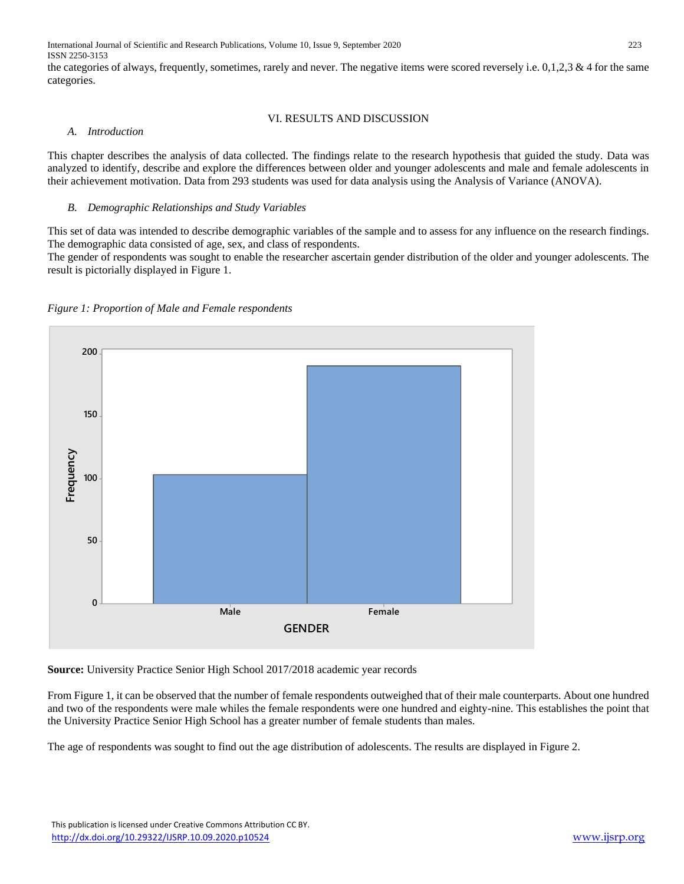the categories of always, frequently, sometimes, rarely and never. The negative items were scored reversely i.e. 0,1,2,3 & 4 for the same categories.

## VI. RESULTS AND DISCUSSION

### *A. Introduction*

This chapter describes the analysis of data collected. The findings relate to the research hypothesis that guided the study. Data was analyzed to identify, describe and explore the differences between older and younger adolescents and male and female adolescents in their achievement motivation. Data from 293 students was used for data analysis using the Analysis of Variance (ANOVA).

### *B. Demographic Relationships and Study Variables*

This set of data was intended to describe demographic variables of the sample and to assess for any influence on the research findings. The demographic data consisted of age, sex, and class of respondents.

The gender of respondents was sought to enable the researcher ascertain gender distribution of the older and younger adolescents. The result is pictorially displayed in Figure 1.

*Figure 1: Proportion of Male and Female respondents*

**Source:** University Practice Senior High School 2017/2018 academic year records

From Figure 1, it can be observed that the number of female respondents outweighed that of their male counterparts. About one hundred and two of the respondents were male whiles the female respondents were one hundred and eighty-nine. This establishes the point that the University Practice Senior High School has a greater number of female students than males.

The age of respondents was sought to find out the age distribution of adolescents. The results are displayed in Figure 2.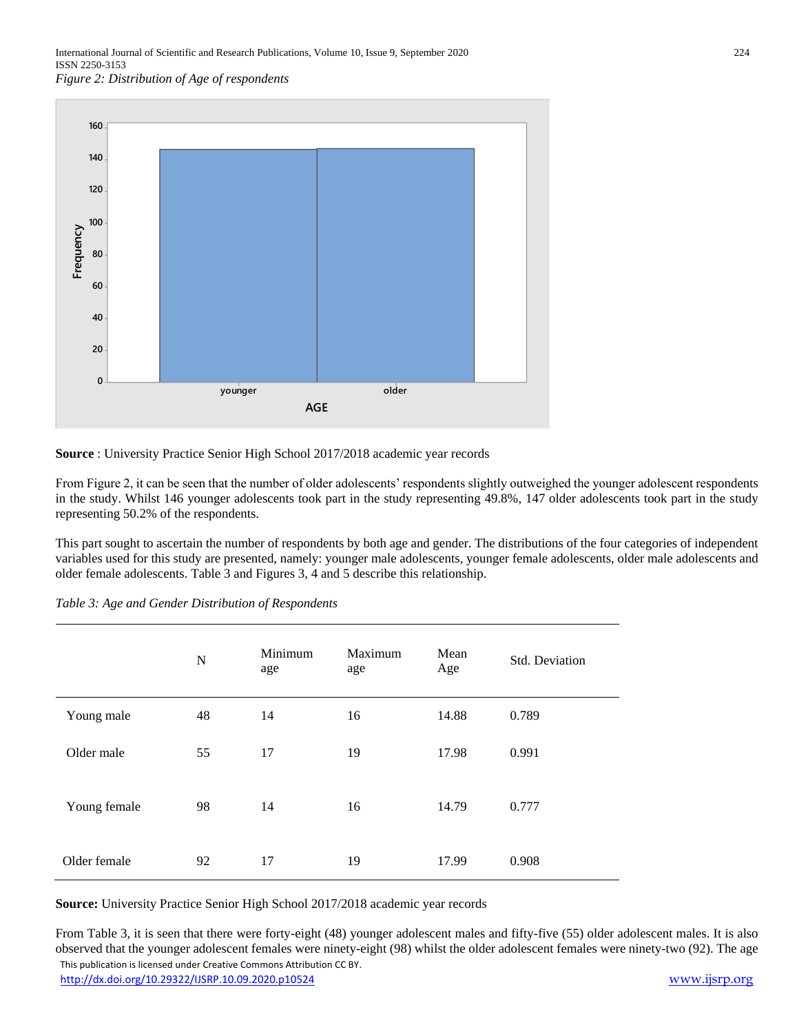*Figure 2: Distribution of Age of respondents*

**Source** : University Practice Senior High School 2017/2018 academic year records

From Figure 2, it can be seen that the number of older adolescents' respondents slightly outweighed the younger adolescent respondents in the study. Whilst 146 younger adolescents took part in the study representing 49.8%, 147 older adolescents took part in the study representing 50.2% of the respondents.

This part sought to ascertain the number of respondents by both age and gender. The distributions of the four categories of independent variables used for this study are presented, namely: younger male adolescents, younger female adolescents, older male adolescents and older female adolescents. Table 3 and Figures 3, 4 and 5 describe this relationship.

*Table 3: Age and Gender Distribution of Respondents*

| | N | Minimum age | Maximum age | Mean Age | Std. Deviation |
|---|---|---|---|---|---|
| Young male | 48 | 14 | 16 | 14.88 | 0.789 |
| Older male | 55 | 17 | 19 | 17.98 | 0.991 |
| Young female | 98 | 14 | 16 | 14.79 | 0.777 |
| Older female | 92 | 17 | 19 | 17.99 | 0.908 |

**Source:** University Practice Senior High School 2017/2018 academic year records

From Table 3, it is seen that there were forty-eight (48) younger adolescent males and fifty-five (55) older adolescent males. It is also observed that the younger adolescent females were ninety-eight (98) whilst the older adolescent females were ninety-two (92). The age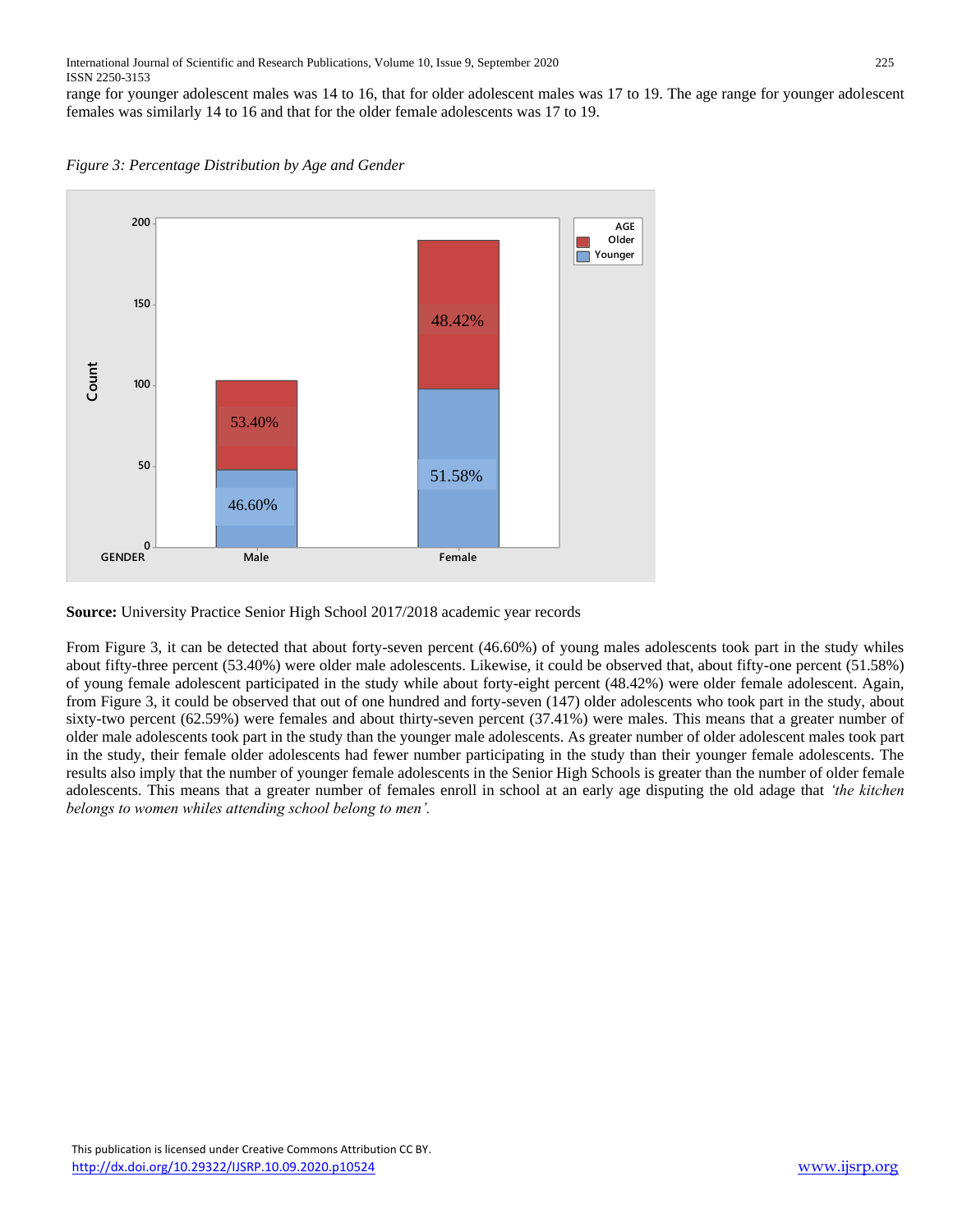range for younger adolescent males was 14 to 16, that for older adolescent males was 17 to 19. The age range for younger adolescent females was similarly 14 to 16 and that for the older female adolescents was 17 to 19.

*Figure 3: Percentage Distribution by Age and Gender*

**Source:** University Practice Senior High School 2017/2018 academic year records

From Figure 3, it can be detected that about forty-seven percent (46.60%) of young males adolescents took part in the study whiles about fifty-three percent (53.40%) were older male adolescents. Likewise, it could be observed that, about fifty-one percent (51.58%) of young female adolescent participated in the study while about forty-eight percent (48.42%) were older female adolescent. Again, from Figure 3, it could be observed that out of one hundred and forty-seven (147) older adolescents who took part in the study, about sixty-two percent (62.59%) were females and about thirty-seven percent (37.41%) were males. This means that a greater number of older male adolescents took part in the study than the younger male adolescents. As greater number of older adolescent males took part in the study, their female older adolescents had fewer number participating in the study than their younger female adolescents. The results also imply that the number of younger female adolescents in the Senior High Schools is greater than the number of older female adolescents. This means that a greater number of females enroll in school at an early age disputing the old adage that *'the kitchen belongs to women whiles attending school belong to men'.*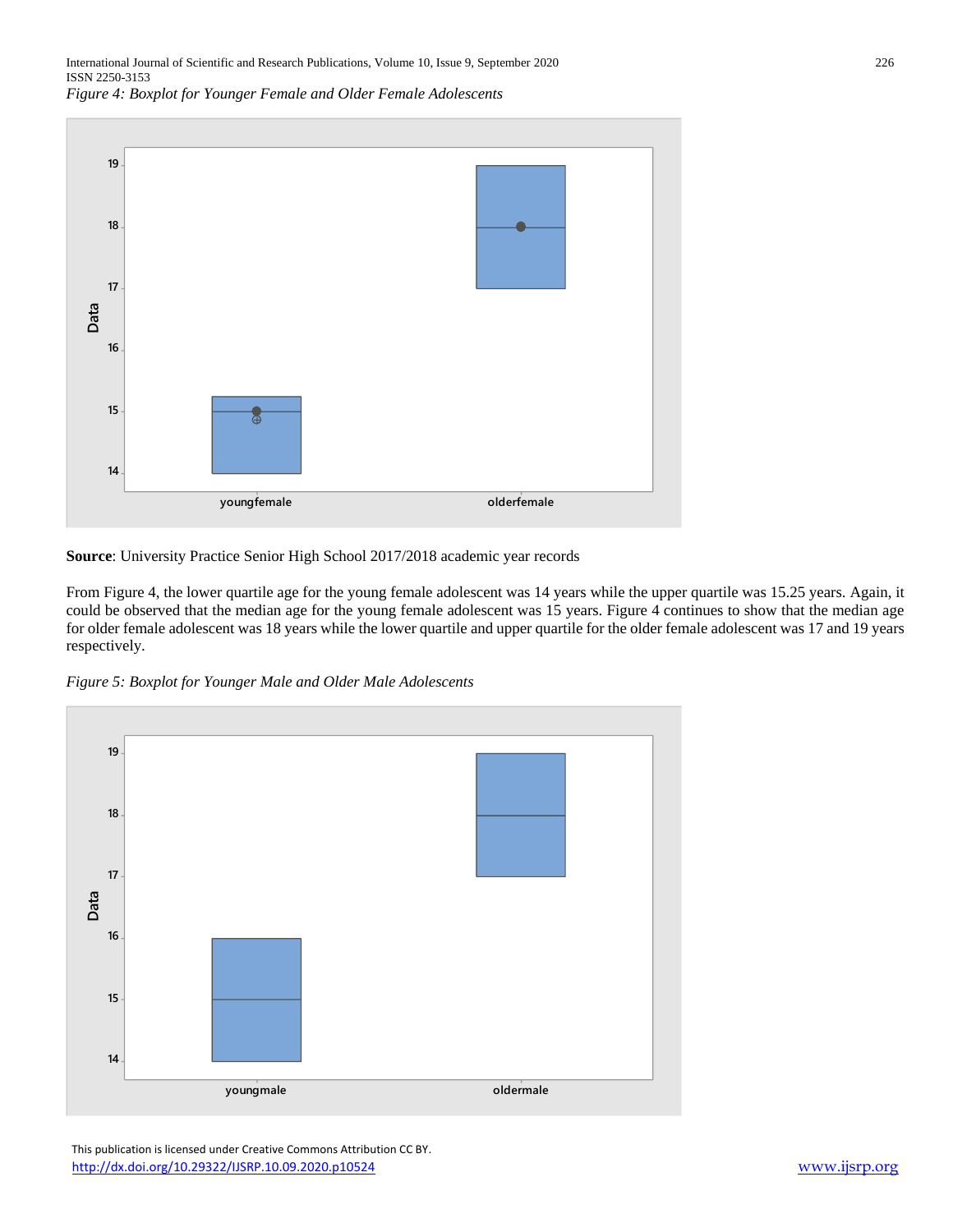*Figure 4: Boxplot for Younger Female and Older Female Adolescents*

**Source**: University Practice Senior High School 2017/2018 academic year records

From Figure 4, the lower quartile age for the young female adolescent was 14 years while the upper quartile was 15.25 years. Again, it could be observed that the median age for the young female adolescent was 15 years. Figure 4 continues to show that the median age for older female adolescent was 18 years while the lower quartile and upper quartile for the older female adolescent was 17 and 19 years respectively.

*Figure 5: Boxplot for Younger Male and Older Male Adolescents*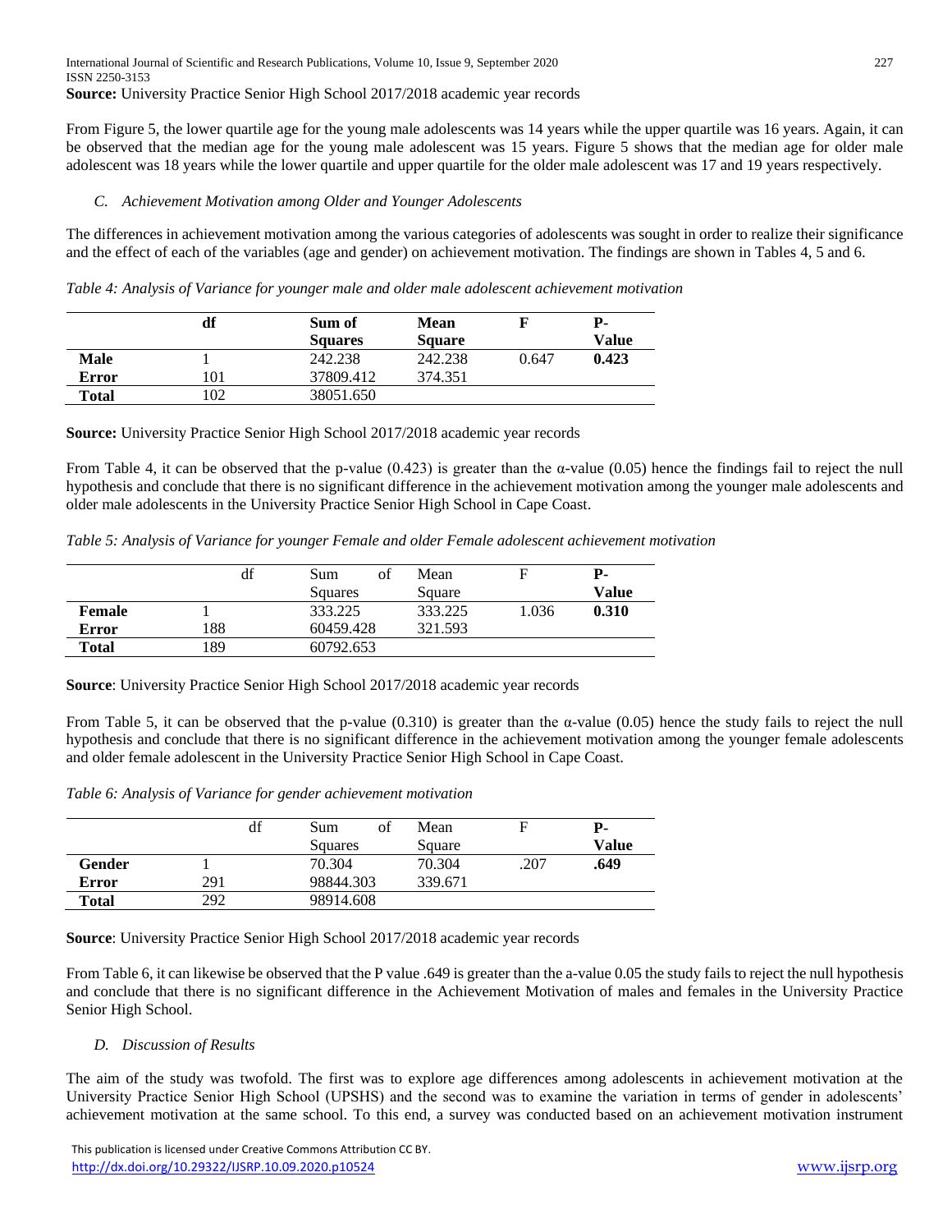**Source:** University Practice Senior High School 2017/2018 academic year records

From Figure 5, the lower quartile age for the young male adolescents was 14 years while the upper quartile was 16 years. Again, it can be observed that the median age for the young male adolescent was 15 years. Figure 5 shows that the median age for older male adolescent was 18 years while the lower quartile and upper quartile for the older male adolescent was 17 and 19 years respectively.

### *C. Achievement Motivation among Older and Younger Adolescents*

The differences in achievement motivation among the various categories of adolescents was sought in order to realize their significance and the effect of each of the variables (age and gender) on achievement motivation. The findings are shown in Tables 4, 5 and 6.

*Table 4: Analysis of Variance for younger male and older male adolescent achievement motivation*

| | df | Sum of Squares | Mean Square | F | P-Value |
|---|---|---|---|---|---|
| **Male** | 1 | 242.238 | 242.238 | 0.647 | **0.423** |
| **Error** | 101 | 37809.412 | 374.351 | | |
| **Total** | 102 | 38051.650 | | | |

**Source:** University Practice Senior High School 2017/2018 academic year records

From Table 4, it can be observed that the p-value (0.423) is greater than the α-value (0.05) hence the findings fail to reject the null hypothesis and conclude that there is no significant difference in the achievement motivation among the younger male adolescents and older male adolescents in the University Practice Senior High School in Cape Coast.

*Table 5: Analysis of Variance for younger Female and older Female adolescent achievement motivation*

| | df | Sum of Squares | Mean Square | F | P-Value |
|---|---|---|---|---|---|
| **Female** | 1 | 333.225 | 333.225 | 1.036 | **0.310** |
| **Error** | 188 | 60459.428 | 321.593 | | |
| **Total** | 189 | 60792.653 | | | |

**Source**: University Practice Senior High School 2017/2018 academic year records

From Table 5, it can be observed that the p-value (0.310) is greater than the α-value (0.05) hence the study fails to reject the null hypothesis and conclude that there is no significant difference in the achievement motivation among the younger female adolescents and older female adolescent in the University Practice Senior High School in Cape Coast.

*Table 6: Analysis of Variance for gender achievement motivation*

| | df | Sum of Squares | Mean Square | F | P-Value |
|---|---|---|---|---|---|
| **Gender** | 1 | 70.304 | 70.304 | .207 | **.649** |
| **Error** | 291 | 98844.303 | 339.671 | | |
| **Total** | 292 | 98914.608 | | | |

**Source**: University Practice Senior High School 2017/2018 academic year records

From Table 6, it can likewise be observed that the P value .649 is greater than the a-value 0.05 the study fails to reject the null hypothesis and conclude that there is no significant difference in the Achievement Motivation of males and females in the University Practice Senior High School.

### *D. Discussion of Results*

The aim of the study was twofold. The first was to explore age differences among adolescents in achievement motivation at the University Practice Senior High School (UPSHS) and the second was to examine the variation in terms of gender in adolescents' achievement motivation at the same school. To this end, a survey was conducted based on an achievement motivation instrument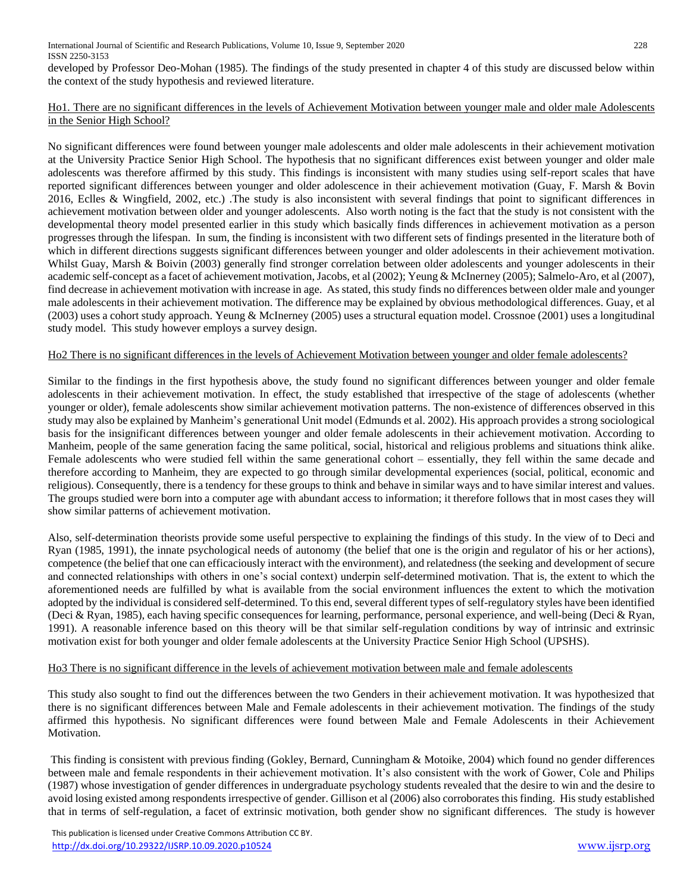developed by Professor Deo-Mohan (1985). The findings of the study presented in chapter 4 of this study are discussed below within the context of the study hypothesis and reviewed literature.

Ho1. There are no significant differences in the levels of Achievement Motivation between younger male and older male Adolescents in the Senior High School?

No significant differences were found between younger male adolescents and older male adolescents in their achievement motivation at the University Practice Senior High School. The hypothesis that no significant differences exist between younger and older male adolescents was therefore affirmed by this study. This findings is inconsistent with many studies using self-report scales that have reported significant differences between younger and older adolescence in their achievement motivation (Guay, F. Marsh & Bovin 2016, Eclles & Wingfield, 2002, etc.) .The study is also inconsistent with several findings that point to significant differences in achievement motivation between older and younger adolescents. Also worth noting is the fact that the study is not consistent with the developmental theory model presented earlier in this study which basically finds differences in achievement motivation as a person progresses through the lifespan. In sum, the finding is inconsistent with two different sets of findings presented in the literature both of which in different directions suggests significant differences between younger and older adolescents in their achievement motivation. Whilst Guay, Marsh & Boivin (2003) generally find stronger correlation between older adolescents and younger adolescents in their academic self-concept as a facet of achievement motivation, Jacobs, et al (2002); Yeung & McInerney (2005); Salmelo-Aro, et al (2007), find decrease in achievement motivation with increase in age. As stated, this study finds no differences between older male and younger male adolescents in their achievement motivation. The difference may be explained by obvious methodological differences. Guay, et al (2003) uses a cohort study approach. Yeung & McInerney (2005) uses a structural equation model. Crossnoe (2001) uses a longitudinal study model. This study however employs a survey design.

Ho2 There is no significant differences in the levels of Achievement Motivation between younger and older female adolescents?

Similar to the findings in the first hypothesis above, the study found no significant differences between younger and older female adolescents in their achievement motivation. In effect, the study established that irrespective of the stage of adolescents (whether younger or older), female adolescents show similar achievement motivation patterns. The non-existence of differences observed in this study may also be explained by Manheim's generational Unit model (Edmunds et al. 2002). His approach provides a strong sociological basis for the insignificant differences between younger and older female adolescents in their achievement motivation. According to Manheim, people of the same generation facing the same political, social, historical and religious problems and situations think alike. Female adolescents who were studied fell within the same generational cohort – essentially, they fell within the same decade and therefore according to Manheim, they are expected to go through similar developmental experiences (social, political, economic and religious). Consequently, there is a tendency for these groups to think and behave in similar ways and to have similar interest and values. The groups studied were born into a computer age with abundant access to information; it therefore follows that in most cases they will show similar patterns of achievement motivation.

Also, self-determination theorists provide some useful perspective to explaining the findings of this study. In the view of to Deci and Ryan (1985, 1991), the innate psychological needs of autonomy (the belief that one is the origin and regulator of his or her actions), competence (the belief that one can efficaciously interact with the environment), and relatedness (the seeking and development of secure and connected relationships with others in one's social context) underpin self-determined motivation. That is, the extent to which the aforementioned needs are fulfilled by what is available from the social environment influences the extent to which the motivation adopted by the individual is considered self-determined. To this end, several different types of self-regulatory styles have been identified (Deci & Ryan, 1985), each having specific consequences for learning, performance, personal experience, and well-being (Deci & Ryan, 1991). A reasonable inference based on this theory will be that similar self-regulation conditions by way of intrinsic and extrinsic motivation exist for both younger and older female adolescents at the University Practice Senior High School (UPSHS).

Ho3 There is no significant difference in the levels of achievement motivation between male and female adolescents

This study also sought to find out the differences between the two Genders in their achievement motivation. It was hypothesized that there is no significant differences between Male and Female adolescents in their achievement motivation. The findings of the study affirmed this hypothesis. No significant differences were found between Male and Female Adolescents in their Achievement Motivation.

This finding is consistent with previous finding (Gokley, Bernard, Cunningham & Motoike, 2004) which found no gender differences between male and female respondents in their achievement motivation. It's also consistent with the work of Gower, Cole and Philips (1987) whose investigation of gender differences in undergraduate psychology students revealed that the desire to win and the desire to avoid losing existed among respondents irrespective of gender. Gillison et al (2006) also corroborates this finding. His study established that in terms of self-regulation, a facet of extrinsic motivation, both gender show no significant differences. The study is however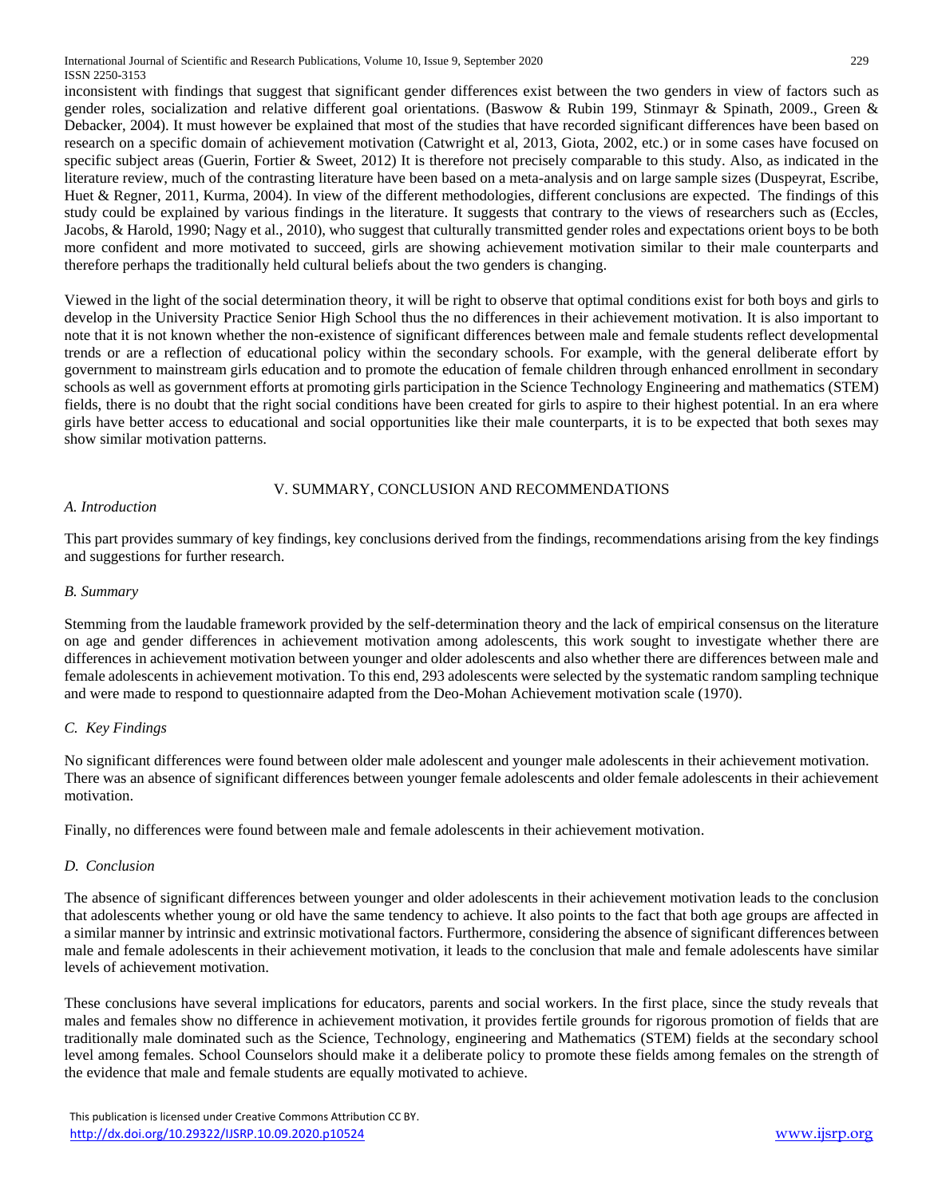inconsistent with findings that suggest that significant gender differences exist between the two genders in view of factors such as gender roles, socialization and relative different goal orientations. (Baswow & Rubin 199, Stinmayr & Spinath, 2009., Green & Debacker, 2004). It must however be explained that most of the studies that have recorded significant differences have been based on research on a specific domain of achievement motivation (Catwright et al, 2013, Giota, 2002, etc.) or in some cases have focused on specific subject areas (Guerin, Fortier & Sweet, 2012) It is therefore not precisely comparable to this study. Also, as indicated in the literature review, much of the contrasting literature have been based on a meta-analysis and on large sample sizes (Duspeyrat, Escribe, Huet & Regner, 2011, Kurma, 2004). In view of the different methodologies, different conclusions are expected. The findings of this study could be explained by various findings in the literature. It suggests that contrary to the views of researchers such as (Eccles, Jacobs, & Harold, 1990; Nagy et al., 2010), who suggest that culturally transmitted gender roles and expectations orient boys to be both more confident and more motivated to succeed, girls are showing achievement motivation similar to their male counterparts and therefore perhaps the traditionally held cultural beliefs about the two genders is changing.

Viewed in the light of the social determination theory, it will be right to observe that optimal conditions exist for both boys and girls to develop in the University Practice Senior High School thus the no differences in their achievement motivation. It is also important to note that it is not known whether the non-existence of significant differences between male and female students reflect developmental trends or are a reflection of educational policy within the secondary schools. For example, with the general deliberate effort by government to mainstream girls education and to promote the education of female children through enhanced enrollment in secondary schools as well as government efforts at promoting girls participation in the Science Technology Engineering and mathematics (STEM) fields, there is no doubt that the right social conditions have been created for girls to aspire to their highest potential. In an era where girls have better access to educational and social opportunities like their male counterparts, it is to be expected that both sexes may show similar motivation patterns.

## V. SUMMARY, CONCLUSION AND RECOMMENDATIONS

### *A. Introduction*

This part provides summary of key findings, key conclusions derived from the findings, recommendations arising from the key findings and suggestions for further research.

### *B. Summary*

Stemming from the laudable framework provided by the self-determination theory and the lack of empirical consensus on the literature on age and gender differences in achievement motivation among adolescents, this work sought to investigate whether there are differences in achievement motivation between younger and older adolescents and also whether there are differences between male and female adolescents in achievement motivation. To this end, 293 adolescents were selected by the systematic random sampling technique and were made to respond to questionnaire adapted from the Deo-Mohan Achievement motivation scale (1970).

### *C. Key Findings*

No significant differences were found between older male adolescent and younger male adolescents in their achievement motivation. There was an absence of significant differences between younger female adolescents and older female adolescents in their achievement motivation.

Finally, no differences were found between male and female adolescents in their achievement motivation.

### *D. Conclusion*

The absence of significant differences between younger and older adolescents in their achievement motivation leads to the conclusion that adolescents whether young or old have the same tendency to achieve. It also points to the fact that both age groups are affected in a similar manner by intrinsic and extrinsic motivational factors. Furthermore, considering the absence of significant differences between male and female adolescents in their achievement motivation, it leads to the conclusion that male and female adolescents have similar levels of achievement motivation.

These conclusions have several implications for educators, parents and social workers. In the first place, since the study reveals that males and females show no difference in achievement motivation, it provides fertile grounds for rigorous promotion of fields that are traditionally male dominated such as the Science, Technology, engineering and Mathematics (STEM) fields at the secondary school level among females. School Counselors should make it a deliberate policy to promote these fields among females on the strength of the evidence that male and female students are equally motivated to achieve.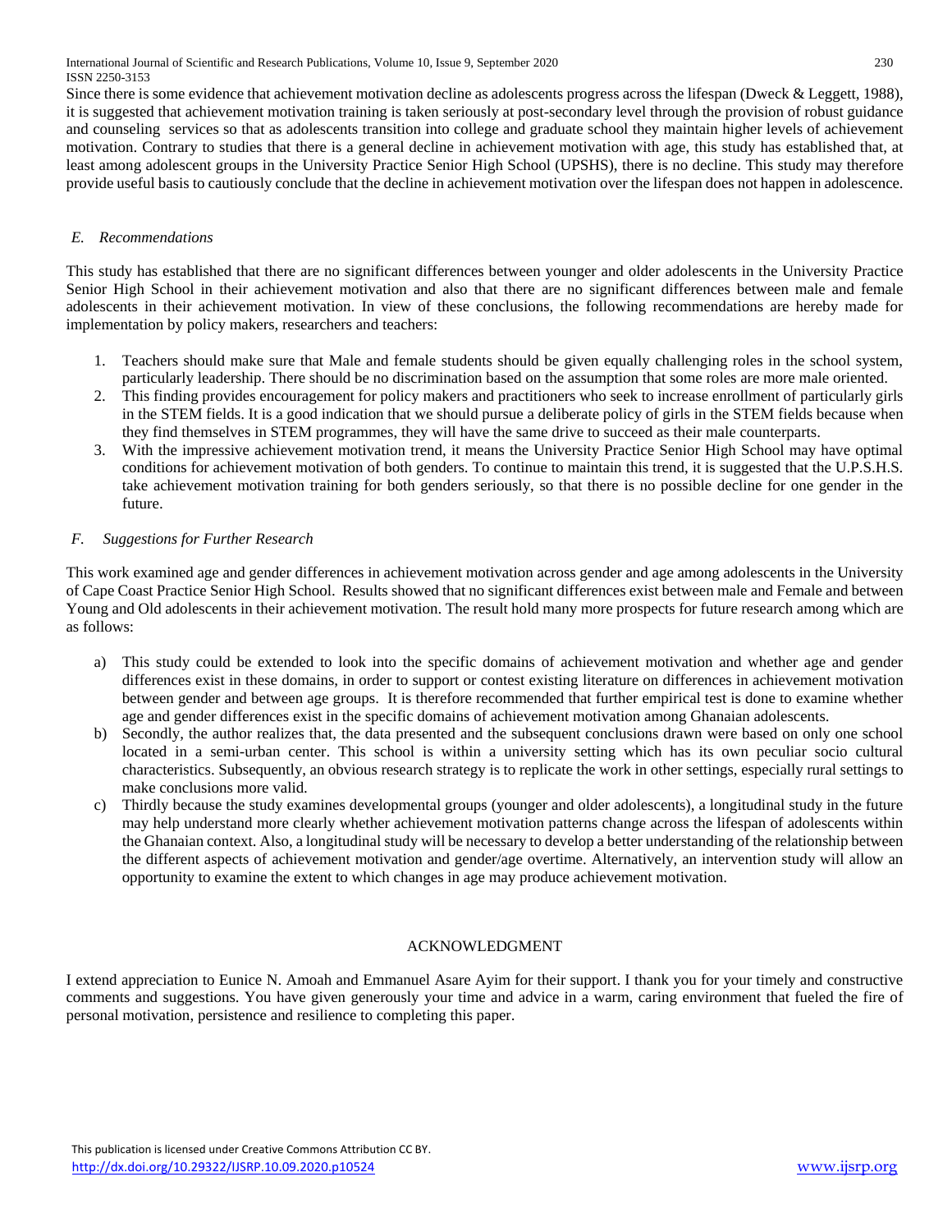Since there is some evidence that achievement motivation decline as adolescents progress across the lifespan (Dweck & Leggett, 1988), it is suggested that achievement motivation training is taken seriously at post-secondary level through the provision of robust guidance and counseling services so that as adolescents transition into college and graduate school they maintain higher levels of achievement motivation. Contrary to studies that there is a general decline in achievement motivation with age, this study has established that, at least among adolescent groups in the University Practice Senior High School (UPSHS), there is no decline. This study may therefore provide useful basis to cautiously conclude that the decline in achievement motivation over the lifespan does not happen in adolescence.

### *E. Recommendations*

This study has established that there are no significant differences between younger and older adolescents in the University Practice Senior High School in their achievement motivation and also that there are no significant differences between male and female adolescents in their achievement motivation. In view of these conclusions, the following recommendations are hereby made for implementation by policy makers, researchers and teachers:

1. Teachers should make sure that Male and female students should be given equally challenging roles in the school system, particularly leadership. There should be no discrimination based on the assumption that some roles are more male oriented.
2. This finding provides encouragement for policy makers and practitioners who seek to increase enrollment of particularly girls in the STEM fields. It is a good indication that we should pursue a deliberate policy of girls in the STEM fields because when they find themselves in STEM programmes, they will have the same drive to succeed as their male counterparts.
3. With the impressive achievement motivation trend, it means the University Practice Senior High School may have optimal conditions for achievement motivation of both genders. To continue to maintain this trend, it is suggested that the U.P.S.H.S. take achievement motivation training for both genders seriously, so that there is no possible decline for one gender in the future.

### *F. Suggestions for Further Research*

This work examined age and gender differences in achievement motivation across gender and age among adolescents in the University of Cape Coast Practice Senior High School. Results showed that no significant differences exist between male and Female and between Young and Old adolescents in their achievement motivation. The result hold many more prospects for future research among which are as follows:

a) This study could be extended to look into the specific domains of achievement motivation and whether age and gender differences exist in these domains, in order to support or contest existing literature on differences in achievement motivation between gender and between age groups. It is therefore recommended that further empirical test is done to examine whether age and gender differences exist in the specific domains of achievement motivation among Ghanaian adolescents.

b) Secondly, the author realizes that, the data presented and the subsequent conclusions drawn were based on only one school located in a semi-urban center. This school is within a university setting which has its own peculiar socio cultural characteristics. Subsequently, an obvious research strategy is to replicate the work in other settings, especially rural settings to make conclusions more valid.

c) Thirdly because the study examines developmental groups (younger and older adolescents), a longitudinal study in the future may help understand more clearly whether achievement motivation patterns change across the lifespan of adolescents within the Ghanaian context. Also, a longitudinal study will be necessary to develop a better understanding of the relationship between the different aspects of achievement motivation and gender/age overtime. Alternatively, an intervention study will allow an opportunity to examine the extent to which changes in age may produce achievement motivation.

## ACKNOWLEDGMENT

I extend appreciation to Eunice N. Amoah and Emmanuel Asare Ayim for their support. I thank you for your timely and constructive comments and suggestions. You have given generously your time and advice in a warm, caring environment that fueled the fire of personal motivation, persistence and resilience to completing this paper.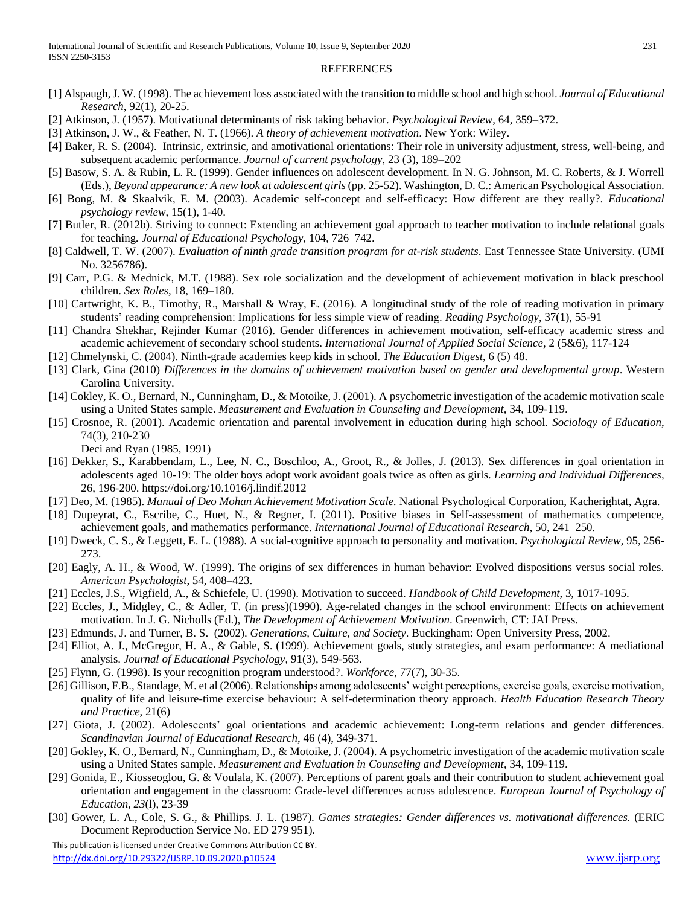## REFERENCES

[1] Alspaugh, J. W. (1998). The achievement loss associated with the transition to middle school and high school. *Journal of Educational Research*, 92(1), 20-25.

[2] Atkinson, J. (1957). Motivational determinants of risk taking behavior. *Psychological Review*, 64, 359–372.

[3] Atkinson, J. W., & Feather, N. T. (1966). *A theory of achievement motivation*. New York: Wiley.

[4] Baker, R. S. (2004). Intrinsic, extrinsic, and amotivational orientations: Their role in university adjustment, stress, well-being, and subsequent academic performance. *Journal of current psychology*, 23 (3), 189–202

[5] Basow, S. A. & Rubin, L. R. (1999). Gender influences on adolescent development. In N. G. Johnson, M. C. Roberts, & J. Worrell (Eds.), *Beyond appearance: A new look at adolescent girls* (pp. 25-52). Washington, D. C.: American Psychological Association.

[6] Bong, M. & Skaalvik, E. M. (2003). Academic self-concept and self-efficacy: How different are they really?. *Educational psychology review*, 15(1), 1-40.

[7] Butler, R. (2012b). Striving to connect: Extending an achievement goal approach to teacher motivation to include relational goals for teaching. *Journal of Educational Psychology*, 104, 726–742.

[8] Caldwell, T. W. (2007). *Evaluation of ninth grade transition program for at-risk students*. East Tennessee State University. (UMI No. 3256786).

[9] Carr, P.G. & Mednick, M.T. (1988). Sex role socialization and the development of achievement motivation in black preschool children. *Sex Roles*, 18, 169–180.

[10] Cartwright, K. B., Timothy, R., Marshall & Wray, E. (2016). A longitudinal study of the role of reading motivation in primary students' reading comprehension: Implications for less simple view of reading. *Reading Psychology*, 37(1), 55-91

[11] Chandra Shekhar, Rejinder Kumar (2016). Gender differences in achievement motivation, self-efficacy academic stress and academic achievement of secondary school students. *International Journal of Applied Social Science*, 2 (5&6), 117-124

[12] Chmelynski, C. (2004). Ninth-grade academies keep kids in school. *The Education Digest*, 6 (5) 48.

[13] Clark, Gina (2010) *Differences in the domains of achievement motivation based on gender and developmental group*. Western Carolina University.

[14] Cokley, K. O., Bernard, N., Cunningham, D., & Motoike, J. (2001). A psychometric investigation of the academic motivation scale using a United States sample. *Measurement and Evaluation in Counseling and Development*, 34, 109-119.

[15] Crosnoe, R. (2001). Academic orientation and parental involvement in education during high school. *Sociology of Education*, 74(3), 210-230

Deci and Ryan (1985, 1991)

[16] Dekker, S., Karabbendam, L., Lee, N. C., Boschloo, A., Groot, R., & Jolles, J. (2013). Sex differences in goal orientation in adolescents aged 10-19: The older boys adopt work avoidant goals twice as often as girls. *Learning and Individual Differences*, 26, 196-200. https://doi.org/10.1016/j.lindif.2012

[17] Deo, M. (1985). *Manual of Deo Mohan Achievement Motivation Scale.* National Psychological Corporation, Kacherightat, Agra.

[18] Dupeyrat, C., Escribe, C., Huet, N., & Regner, I. (2011). Positive biases in Self-assessment of mathematics competence, achievement goals, and mathematics performance. *International Journal of Educational Research*, 50, 241–250.

[19] Dweck, C. S., & Leggett, E. L. (1988). A social-cognitive approach to personality and motivation. *Psychological Review*, 95, 256-273.

[20] Eagly, A. H., & Wood, W. (1999). The origins of sex differences in human behavior: Evolved dispositions versus social roles. *American Psychologist*, 54, 408–423.

[21] Eccles, J.S., Wigfield, A., & Schiefele, U. (1998). Motivation to succeed. *Handbook of Child Development*, 3, 1017-1095.

[22] Eccles, J., Midgley, C., & Adler, T. (in press)(1990). Age-related changes in the school environment: Effects on achievement motivation. In J. G. Nicholls (Ed.), *The Development of Achievement Motivation*. Greenwich, CT: JAI Press.

[23] Edmunds, J. and Turner, B. S. (2002). *Generations, Culture, and Society*. Buckingham: Open University Press, 2002.

[24] Elliot, A. J., McGregor, H. A., & Gable, S. (1999). Achievement goals, study strategies, and exam performance: A mediational analysis. *Journal of Educational Psychology*, 91(3), 549-563.

[25] Flynn, G. (1998). Is your recognition program understood?. *Workforce*, 77(7), 30-35.

[26] Gillison, F.B., Standage, M. et al (2006). Relationships among adolescents' weight perceptions, exercise goals, exercise motivation, quality of life and leisure-time exercise behaviour: A self-determination theory approach. *Health Education Research Theory and Practice*, 21(6)

[27] Giota, J. (2002). Adolescents' goal orientations and academic achievement: Long-term relations and gender differences. *Scandinavian Journal of Educational Research*, 46 (4), 349-371.

[28] Gokley, K. O., Bernard, N., Cunningham, D., & Motoike, J. (2004). A psychometric investigation of the academic motivation scale using a United States sample. *Measurement and Evaluation in Counseling and Development*, 34, 109-119.

[29] Gonida, E., Kiosseoglou, G. & Voulala, K. (2007). Perceptions of parent goals and their contribution to student achievement goal orientation and engagement in the classroom: Grade-level differences across adolescence. *European Journal of Psychology of Education, 23*(l), 23-39

[30] Gower, L. A., Cole, S. G., & Phillips. J. L. (1987). *Games strategies: Gender differences vs. motivational differences.* (ERIC Document Reproduction Service No. ED 279 951).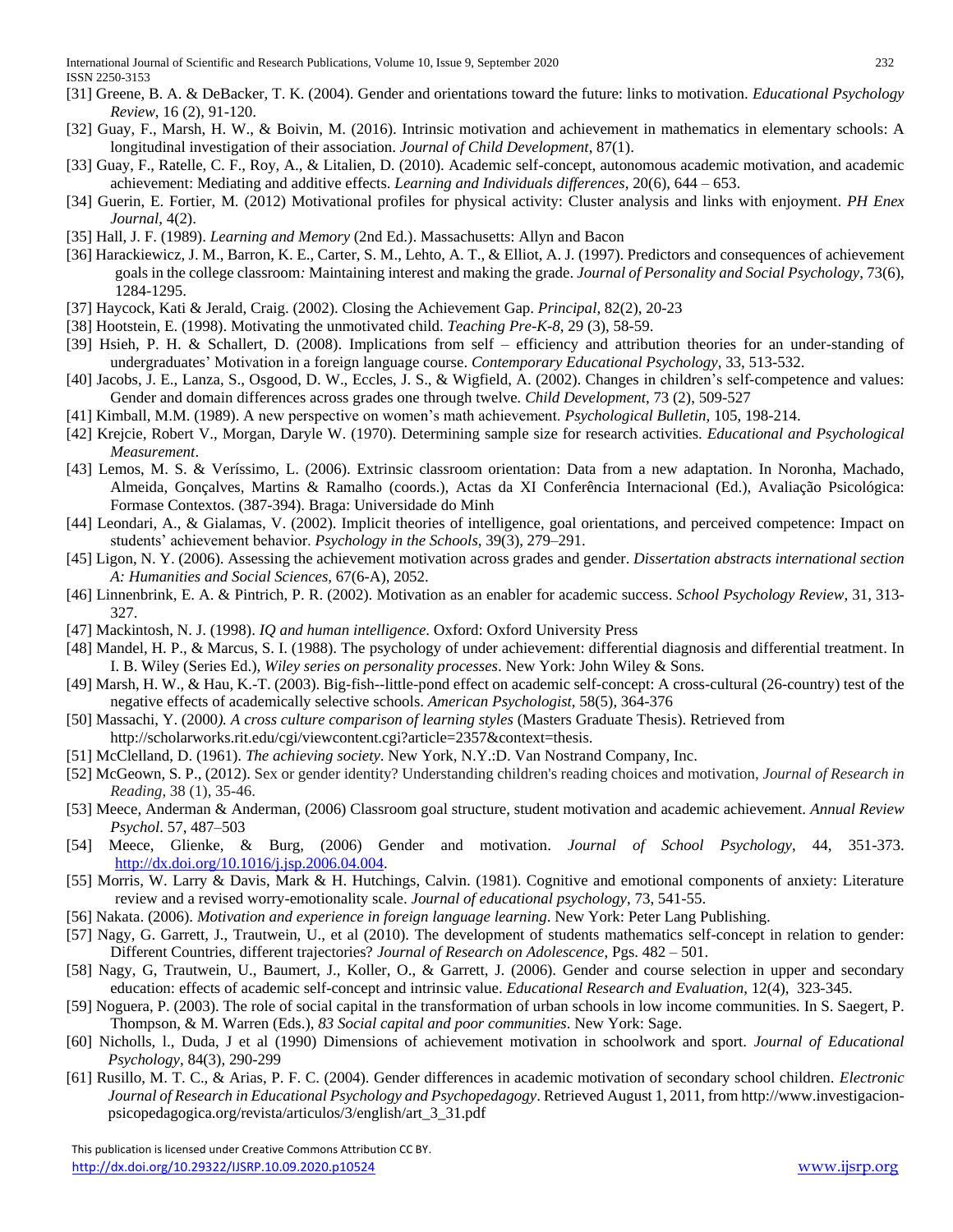[31] Greene, B. A. & DeBacker, T. K. (2004). Gender and orientations toward the future: links to motivation. *Educational Psychology Review*, 16 (2), 91-120.

[32] Guay, F., Marsh, H. W., & Boivin, M. (2016). Intrinsic motivation and achievement in mathematics in elementary schools: A longitudinal investigation of their association. *Journal of Child Development*, 87(1).

[33] Guay, F., Ratelle, C. F., Roy, A., & Litalien, D. (2010). Academic self-concept, autonomous academic motivation, and academic achievement: Mediating and additive effects. *Learning and Individuals differences*, 20(6), 644 – 653.

[34] Guerin, E. Fortier, M. (2012) Motivational profiles for physical activity: Cluster analysis and links with enjoyment. *PH Enex Journal*, 4(2).

[35] Hall, J. F. (1989). *Learning and Memory* (2nd Ed.). Massachusetts: Allyn and Bacon

[36] Harackiewicz, J. M., Barron, K. E., Carter, S. M., Lehto, A. T., & Elliot, A. J. (1997). Predictors and consequences of achievement goals in the college classroom*:* Maintaining interest and making the grade. *Journal of Personality and Social Psychology*, 73(6), 1284-1295.

[37] Haycock, Kati & Jerald, Craig. (2002). Closing the Achievement Gap. *Principal*, 82(2), 20-23

[38] Hootstein, E. (1998). Motivating the unmotivated child. *Teaching Pre-K-8*, 29 (3), 58-59.

[39] Hsieh, P. H. & Schallert, D. (2008). Implications from self – efficiency and attribution theories for an under-standing of undergraduates' Motivation in a foreign language course. *Contemporary Educational Psychology*, 33, 513-532.

[40] Jacobs, J. E., Lanza, S., Osgood, D. W., Eccles, J. S., & Wigfield, A. (2002). Changes in children's self-competence and values: Gender and domain differences across grades one through twelve*. Child Development*, 73 (2), 509-527

[41] Kimball, M.M. (1989). A new perspective on women's math achievement. *Psychological Bulletin*, 105, 198-214.

[42] Krejcie, Robert V., Morgan, Daryle W. (1970). Determining sample size for research activities. *Educational and Psychological Measurement*.

[43] Lemos, M. S. & Veríssimo, L. (2006). Extrinsic classroom orientation: Data from a new adaptation. In Noronha, Machado, Almeida, Gonçalves, Martins & Ramalho (coords.), Actas da XI Conferência Internacional (Ed.), Avaliação Psicológica: Formase Contextos. (387-394). Braga: Universidade do Minh

[44] Leondari, A., & Gialamas, V. (2002). Implicit theories of intelligence, goal orientations, and perceived competence: Impact on students' achievement behavior. *Psychology in the Schools*, 39(3), 279–291.

[45] Ligon, N. Y. (2006). Assessing the achievement motivation across grades and gender. *Dissertation abstracts international section A: Humanities and Social Sciences,* 67(6-A), 2052.

[46] Linnenbrink, E. A. & Pintrich, P. R. (2002). Motivation as an enabler for academic success. *School Psychology Review*, 31, 313-327.

[47] Mackintosh, N. J. (1998). *IQ and human intelligence*. Oxford: Oxford University Press

[48] Mandel, H. P., & Marcus, S. I. (1988). The psychology of under achievement: differential diagnosis and differential treatment. In I. B. Wiley (Series Ed.), *Wiley series on personality processes*. New York: John Wiley & Sons.

[49] Marsh, H. W., & Hau, K.-T. (2003). Big-fish--little-pond effect on academic self-concept: A cross-cultural (26-country) test of the negative effects of academically selective schools. *American Psychologist*, 58(5), 364-376

[50] Massachi, Y. (2000*). A cross culture comparison of learning styles* (Masters Graduate Thesis). Retrieved from http://scholarworks.rit.edu/cgi/viewcontent.cgi?article=2357&context=thesis.

[51] McClelland, D. (1961). *The achieving society*. New York, N.Y.:D. Van Nostrand Company, Inc.

[52] McGeown, S. P., (2012). Sex or gender identity? Understanding children's reading choices and motivation, *Journal of Research in Reading*, 38 (1), 35-46.

[53] Meece, Anderman & Anderman, (2006) Classroom goal structure, student motivation and academic achievement. *Annual Review Psychol*. 57, 487–503

[54] Meece, Glienke, & Burg, (2006) Gender and motivation. *Journal of School Psychology*, 44, 351-373. http://dx.doi.org/10.1016/j.jsp.2006.04.004.

[55] Morris, W. Larry & Davis, Mark & H. Hutchings, Calvin. (1981). Cognitive and emotional components of anxiety: Literature review and a revised worry-emotionality scale. *Journal of educational psychology*, 73, 541-55.

[56] Nakata. (2006). *Motivation and experience in foreign language learning*. New York: Peter Lang Publishing.

[57] Nagy, G. Garrett, J., Trautwein, U., et al (2010). The development of students mathematics self-concept in relation to gender: Different Countries, different trajectories? *Journal of Research on Adolescence*, Pgs. 482 – 501.

[58] Nagy, G, Trautwein, U., Baumert, J., Koller, O., & Garrett, J. (2006). Gender and course selection in upper and secondary education: effects of academic self-concept and intrinsic value. *Educational Research and Evaluation*, 12(4), 323-345.

[59] Noguera, P. (2003). The role of social capital in the transformation of urban schools in low income communities. In S. Saegert, P. Thompson, & M. Warren (Eds.), *83 Social capital and poor communities*. New York: Sage.

[60] Nicholls, l., Duda, J et al (1990) Dimensions of achievement motivation in schoolwork and sport. *Journal of Educational Psychology*, 84(3), 290-299

[61] Rusillo, M. T. C., & Arias, P. F. C. (2004). Gender differences in academic motivation of secondary school children. *Electronic Journal of Research in Educational Psychology and Psychopedagogy*. Retrieved August 1, 2011, from http://www.investigacion-psicopedagogica.org/revista/articulos/3/english/art_3_31.pdf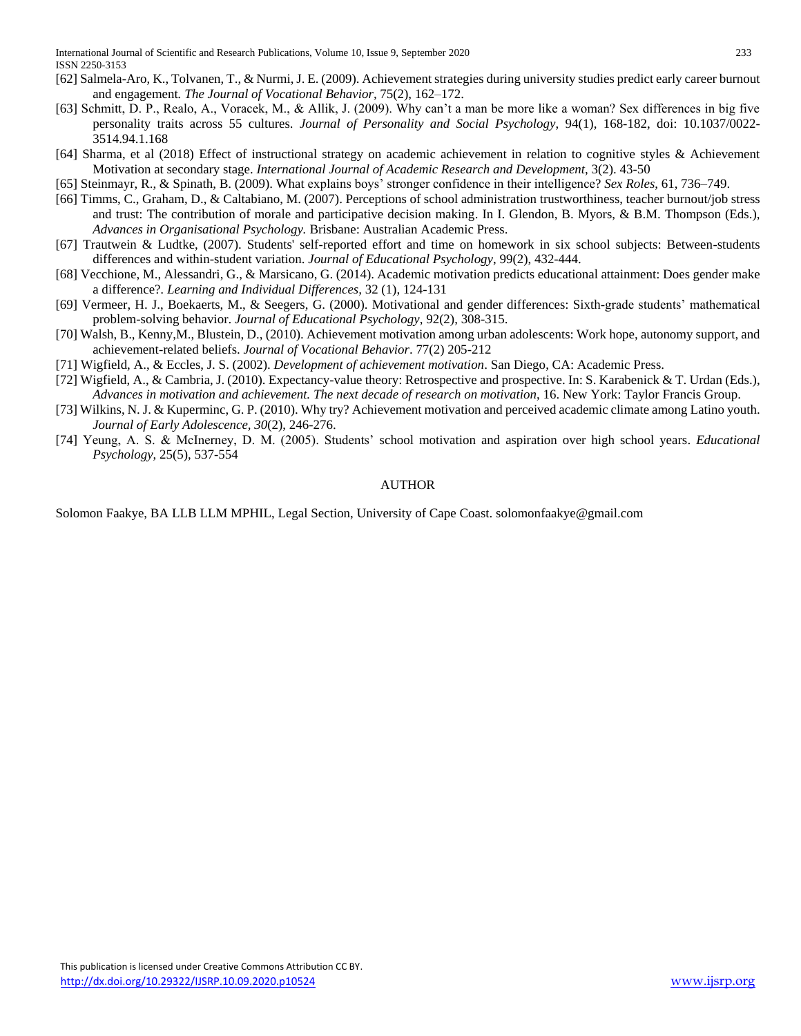[62] Salmela-Aro, K., Tolvanen, T., & Nurmi, J. E. (2009). Achievement strategies during university studies predict early career burnout and engagement. *The Journal of Vocational Behavior*, 75(2), 162–172.

[63] Schmitt, D. P., Realo, A., Voracek, M., & Allik, J. (2009). Why can't a man be more like a woman? Sex differences in big five personality traits across 55 cultures. *Journal of Personality and Social Psychology*, 94(1), 168-182, doi: 10.1037/0022-3514.94.1.168

[64] Sharma, et al (2018) Effect of instructional strategy on academic achievement in relation to cognitive styles & Achievement Motivation at secondary stage. *International Journal of Academic Research and Development*, 3(2). 43-50

[65] Steinmayr, R., & Spinath, B. (2009). What explains boys' stronger confidence in their intelligence? *Sex Roles*, 61, 736–749.

[66] Timms, C., Graham, D., & Caltabiano, M. (2007). Perceptions of school administration trustworthiness, teacher burnout/job stress and trust: The contribution of morale and participative decision making. In I. Glendon, B. Myors, & B.M. Thompson (Eds.), *Advances in Organisational Psychology.* Brisbane: Australian Academic Press.

[67] Trautwein & Ludtke, (2007). Students' self-reported effort and time on homework in six school subjects: Between-students differences and within-student variation. *Journal of Educational Psychology*, 99(2), 432-444.

[68] Vecchione, M., Alessandri, G., & Marsicano, G. (2014). Academic motivation predicts educational attainment: Does gender make a difference?. *Learning and Individual Differences*, 32 (1), 124-131

[69] Vermeer, H. J., Boekaerts, M., & Seegers, G. (2000). Motivational and gender differences: Sixth-grade students' mathematical problem-solving behavior. *Journal of Educational Psychology*, 92(2), 308-315.

[70] Walsh, B., Kenny,M., Blustein, D., (2010). Achievement motivation among urban adolescents: Work hope, autonomy support, and achievement-related beliefs. *Journal of Vocational Behavior*. 77(2) 205-212

[71] Wigfield, A., & Eccles, J. S. (2002). *Development of achievement motivation*. San Diego, CA: Academic Press.

[72] Wigfield, A., & Cambria, J. (2010). Expectancy-value theory: Retrospective and prospective. In: S. Karabenick & T. Urdan (Eds.), *Advances in motivation and achievement. The next decade of research on motivation*, 16. New York: Taylor Francis Group.

[73] Wilkins, N. J. & Kuperminc, G. P. (2010). Why try? Achievement motivation and perceived academic climate among Latino youth. *Journal of Early Adolescence, 30*(2), 246-276.

[74] Yeung, A. S. & McInerney, D. M. (2005). Students' school motivation and aspiration over high school years. *Educational Psychology*, 25(5), 537-554

## AUTHOR

Solomon Faakye, BA LLB LLM MPHIL, Legal Section, University of Cape Coast. solomonfaakye@gmail.com

This publication is licensed under Creative Commons Attribution CC BY.
http://dx.doi.org/10.29322/IJSRP.10.09.2020.p10524